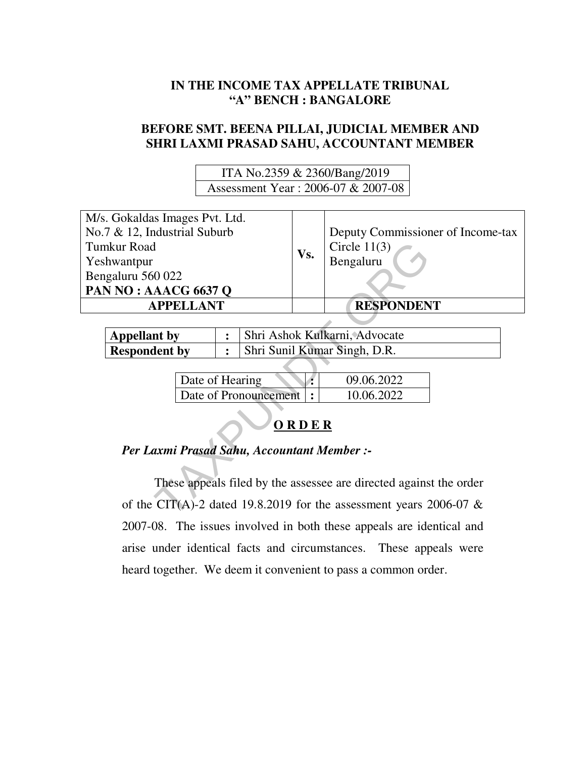# IN THE INCOME TAX APPELLATE TRIBUNAL
# "A" BENCH : BANGALORE

## BEFORE SMT. BEENA PILLAI, JUDICIAL MEMBER AND SHRI LAXMI PRASAD SAHU, ACCOUNTANT MEMBER

| ITA No.2359 & 2360/Bang/2019 |
|---|
| Assessment Year : 2006-07 & 2007-08 |

| M/s. Gokaldas Images Pvt. Ltd.<br>No.7 & 12, Industrial Suburb<br>Tumkur Road<br>Yeshwantpur<br>Bengaluru 560 022<br>**PAN NO : AAACG 6637 Q** | Vs. | Deputy Commissioner of Income-tax<br>Circle 11(3)<br>Bengaluru |
|---|---|---|
| **APPELLANT** | | **RESPONDENT** |

| | | |
|---|---|---|
| **Appellant by** | **:** | Shri Ashok Kulkarni, Advocate |
| **Respondent by** | **:** | Shri Sunil Kumar Singh, D.R. |

| | | |
|---|---|---|
| Date of Hearing | : | 09.06.2022 |
| Date of Pronouncement | : | 10.06.2022 |

## O R D E R

***Per Laxmi Prasad Sahu, Accountant Member :-***

These appeals filed by the assessee are directed against the order of the CIT(A)-2 dated 19.8.2019 for the assessment years 2006-07 & 2007-08. The issues involved in both these appeals are identical and arise under identical facts and circumstances. These appeals were heard together. We deem it convenient to pass a common order.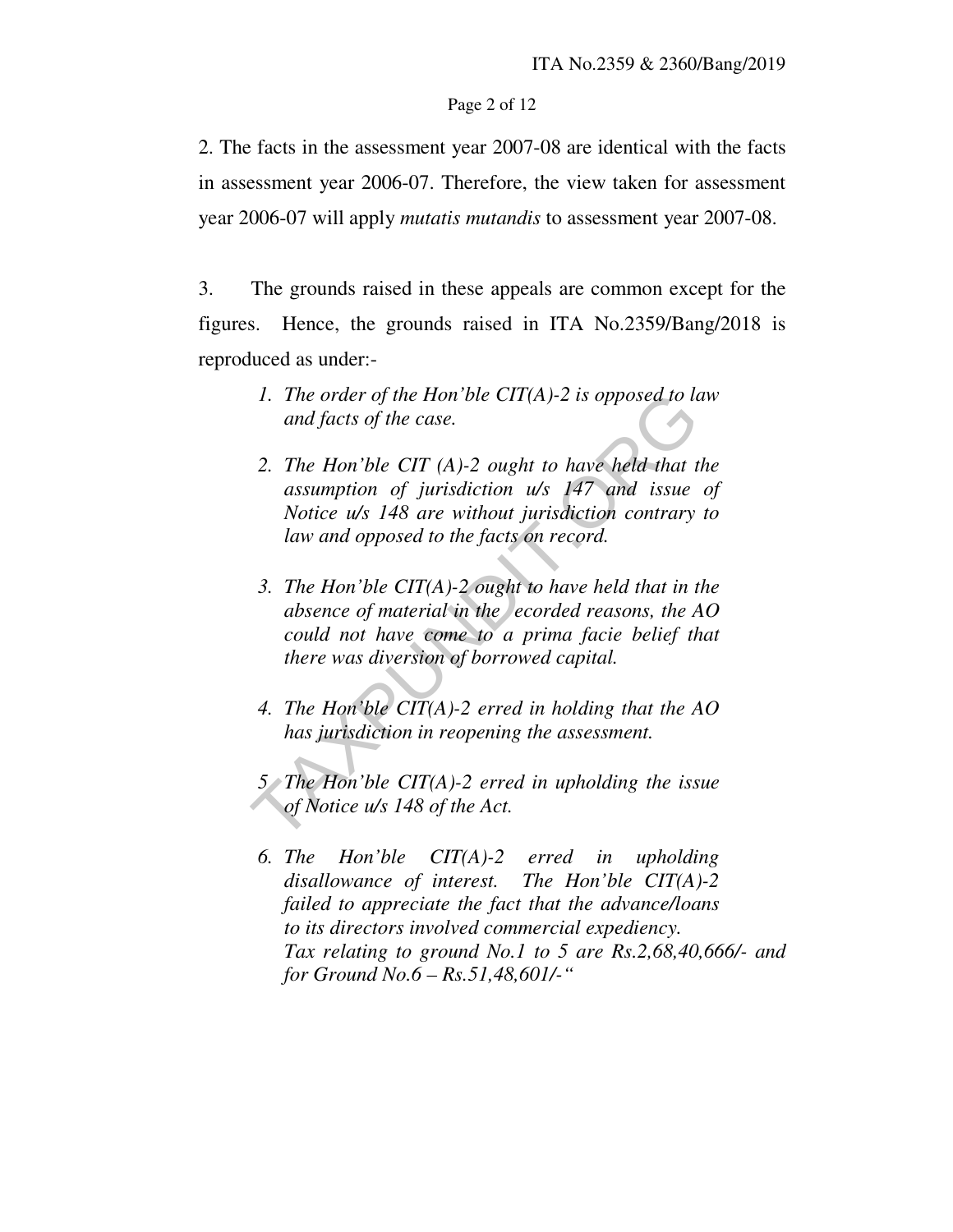2. The facts in the assessment year 2007-08 are identical with the facts in assessment year 2006-07. Therefore, the view taken for assessment year 2006-07 will apply *mutatis mutandis* to assessment year 2007-08.

3. The grounds raised in these appeals are common except for the figures. Hence, the grounds raised in ITA No.2359/Bang/2018 is reproduced as under:-

> *1. The order of the Hon'ble CIT(A)-2 is opposed to law and facts of the case.*
>
> *2. The Hon'ble CIT (A)-2 ought to have held that the assumption of jurisdiction u/s 147 and issue of Notice u/s 148 are without jurisdiction contrary to law and opposed to the facts on record.*
>
> *3. The Hon'ble CIT(A)-2 ought to have held that in the absence of material in the ecorded reasons, the AO could not have come to a prima facie belief that there was diversion of borrowed capital.*
>
> *4. The Hon'ble CIT(A)-2 erred in holding that the AO has jurisdiction in reopening the assessment.*
>
> *5 The Hon'ble CIT(A)-2 erred in upholding the issue of Notice u/s 148 of the Act.*
>
> *6. The Hon'ble CIT(A)-2 erred in upholding disallowance of interest. The Hon'ble CIT(A)-2 failed to appreciate the fact that the advance/loans to its directors involved commercial expediency.*
> *Tax relating to ground No.1 to 5 are Rs.2,68,40,666/- and for Ground No.6 – Rs.51,48,601/-"*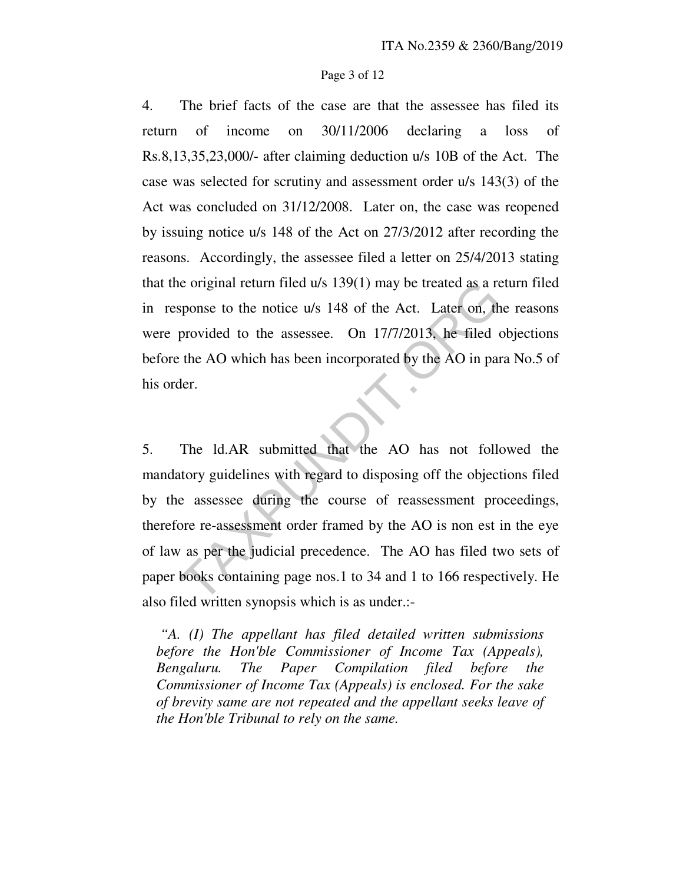4. The brief facts of the case are that the assessee has filed its return of income on 30/11/2006 declaring a loss of Rs.8,13,35,23,000/- after claiming deduction u/s 10B of the Act. The case was selected for scrutiny and assessment order u/s 143(3) of the Act was concluded on 31/12/2008. Later on, the case was reopened by issuing notice u/s 148 of the Act on 27/3/2012 after recording the reasons. Accordingly, the assessee filed a letter on 25/4/2013 stating that the original return filed u/s 139(1) may be treated as a return filed in response to the notice u/s 148 of the Act. Later on, the reasons were provided to the assessee. On 17/7/2013, he filed objections before the AO which has been incorporated by the AO in para No.5 of his order.

5. The ld.AR submitted that the AO has not followed the mandatory guidelines with regard to disposing off the objections filed by the assessee during the course of reassessment proceedings, therefore re-assessment order framed by the AO is non est in the eye of law as per the judicial precedence. The AO has filed two sets of paper books containing page nos.1 to 34 and 1 to 166 respectively. He also filed written synopsis which is as under.:-

> *"A. (I) The appellant has filed detailed written submissions before the Hon'ble Commissioner of Income Tax (Appeals), Bengaluru. The Paper Compilation filed before the Commissioner of Income Tax (Appeals) is enclosed. For the sake of brevity same are not repeated and the appellant seeks leave of the Hon'ble Tribunal to rely on the same.*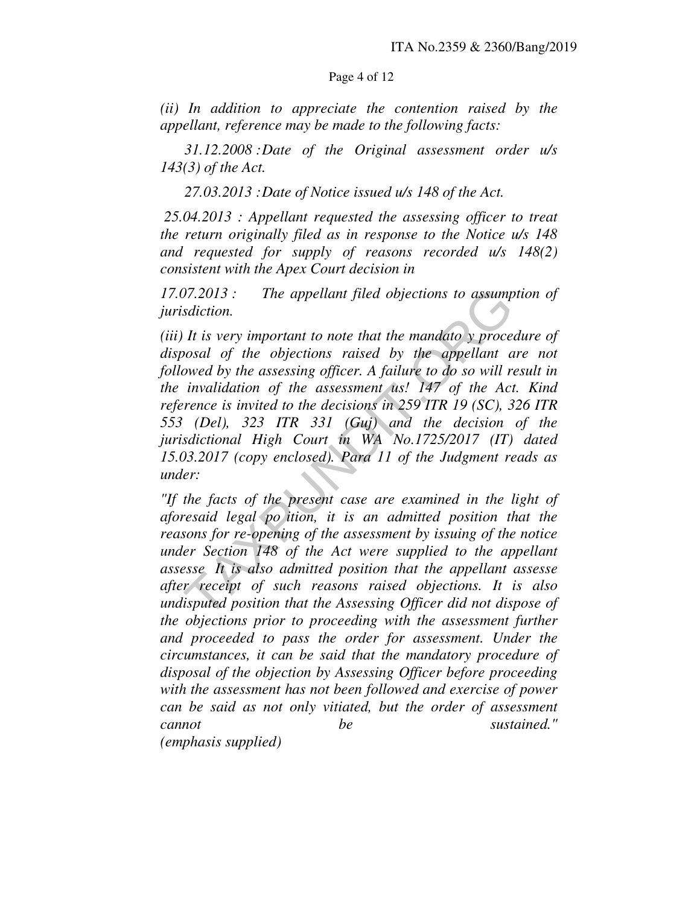*(ii) In addition to appreciate the contention raised by the appellant, reference may be made to the following facts:*

*31.12.2008 : Date of the Original assessment order u/s 143(3) of the Act.*

*27.03.2013 : Date of Notice issued u/s 148 of the Act.*

*25.04.2013 : Appellant requested the assessing officer to treat the return originally filed as in response to the Notice u/s 148 and requested for supply of reasons recorded u/s 148(2) consistent with the Apex Court decision in*

*17.07.2013 : The appellant filed objections to assumption of jurisdiction.*

*(iii) It is very important to note that the mandato y procedure of disposal of the objections raised by the appellant are not followed by the assessing officer. A failure to do so will result in the invalidation of the assessment us! 147 of the Act. Kind reference is invited to the decisions in 259 ITR 19 (SC), 326 ITR 553 (Del), 323 ITR 331 (Guj) and the decision of the jurisdictional High Court in WA No.1725/2017 (IT) dated 15.03.2017 (copy enclosed). Para 11 of the Judgment reads as under:*

*"If the facts of the present case are examined in the light of aforesaid legal po ition, it is an admitted position that the reasons for re-opening of the assessment by issuing of the notice under Section 148 of the Act were supplied to the appellant assesse It is also admitted position that the appellant assesse after receipt of such reasons raised objections. It is also undisputed position that the Assessing Officer did not dispose of the objections prior to proceeding with the assessment further and proceeded to pass the order for assessment. Under the circumstances, it can be said that the mandatory procedure of disposal of the objection by Assessing Officer before proceeding with the assessment has not been followed and exercise of power can be said as not only vitiated, but the order of assessment cannot be sustained." (emphasis supplied)*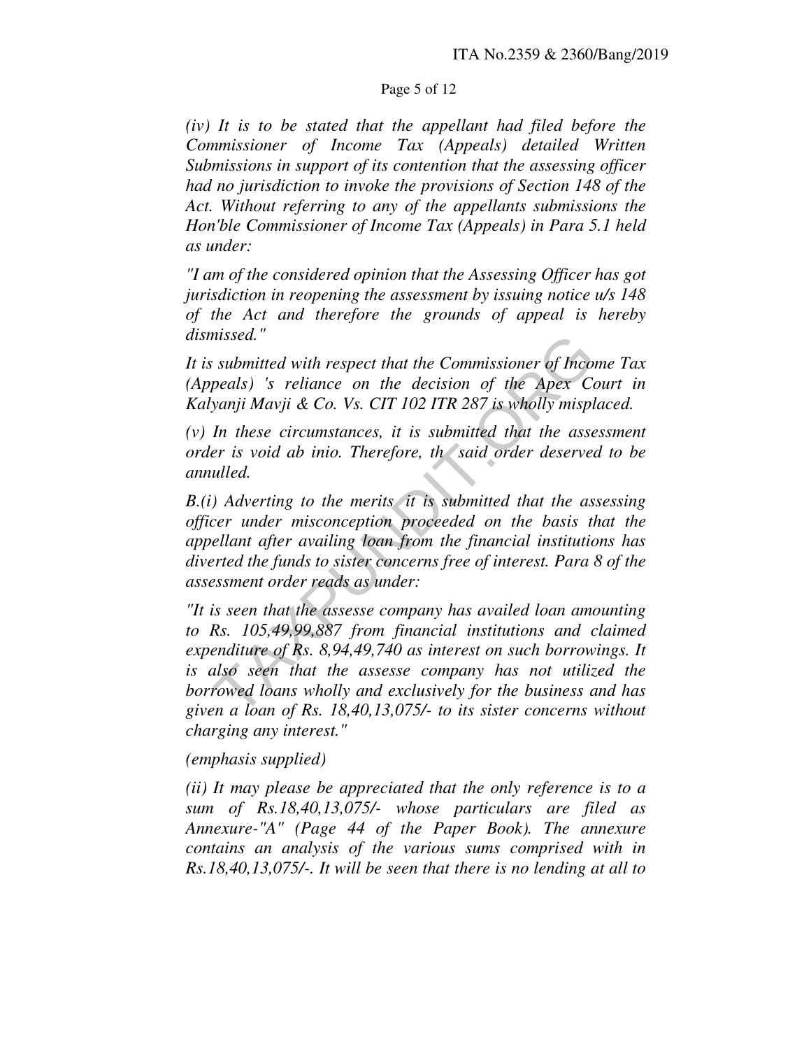*(iv) It is to be stated that the appellant had filed before the Commissioner of Income Tax (Appeals) detailed Written Submissions in support of its contention that the assessing officer had no jurisdiction to invoke the provisions of Section 148 of the Act. Without referring to any of the appellants submissions the Hon'ble Commissioner of Income Tax (Appeals) in Para 5.1 held as under:*

*"I am of the considered opinion that the Assessing Officer has got jurisdiction in reopening the assessment by issuing notice u/s 148 of the Act and therefore the grounds of appeal is hereby dismissed."*

*It is submitted with respect that the Commissioner of Income Tax (Appeals) 's reliance on the decision of the Apex Court in Kalyanji Mavji & Co. Vs. CIT 102 ITR 287 is wholly misplaced.*

*(v) In these circumstances, it is submitted that the assessment order is void ab inio. Therefore, th said order deserved to be annulled.*

*B.(i) Adverting to the merits it is submitted that the assessing officer under misconception proceeded on the basis that the appellant after availing loan from the financial institutions has diverted the funds to sister concerns free of interest. Para 8 of the assessment order reads as under:*

*"It is seen that the assesse company has availed loan amounting to Rs. 105,49,99,887 from financial institutions and claimed expenditure of Rs. 8,94,49,740 as interest on such borrowings. It is also seen that the assesse company has not utilized the borrowed loans wholly and exclusively for the business and has given a loan of Rs. 18,40,13,075/- to its sister concerns without charging any interest."*

*(emphasis supplied)*

*(ii) It may please be appreciated that the only reference is to a sum of Rs.18,40,13,075/- whose particulars are filed as Annexure-"A" (Page 44 of the Paper Book). The annexure contains an analysis of the various sums comprised with in Rs.18,40,13,075/-. It will be seen that there is no lending at all to*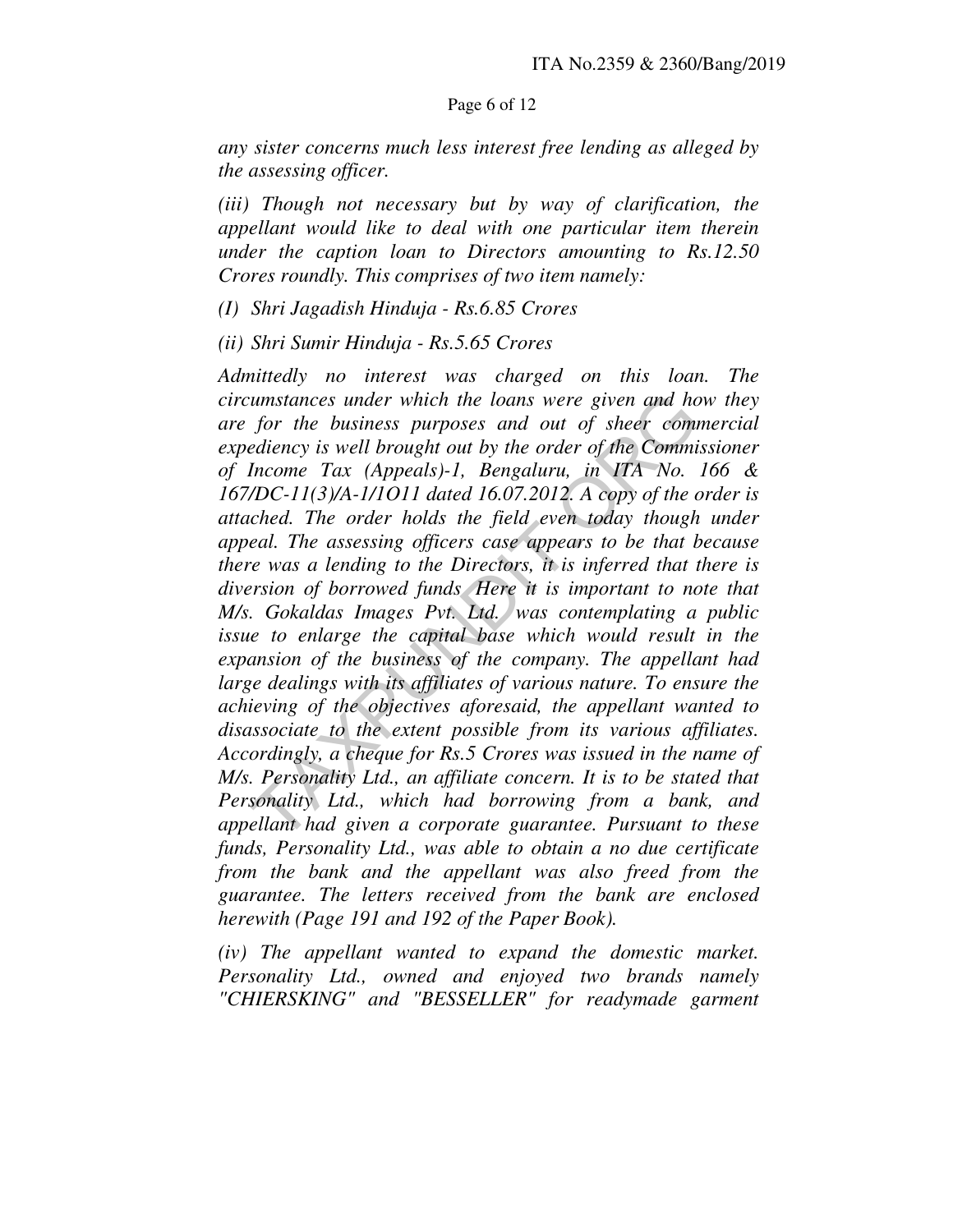*any sister concerns much less interest free lending as alleged by the assessing officer.*

*(iii) Though not necessary but by way of clarification, the appellant would like to deal with one particular item therein under the caption loan to Directors amounting to Rs.12.50 Crores roundly. This comprises of two item namely:*

*(I) Shri Jagadish Hinduja - Rs.6.85 Crores*

*(ii) Shri Sumir Hinduja - Rs.5.65 Crores*

*Admittedly no interest was charged on this loan. The circumstances under which the loans were given and how they are for the business purposes and out of sheer commercial expediency is well brought out by the order of the Commissioner of Income Tax (Appeals)-1, Bengaluru, in ITA No. 166 & 167/DC-11(3)/A-1/1O11 dated 16.07.2012. A copy of the order is attached. The order holds the field even today though under appeal. The assessing officers case appears to be that because there was a lending to the Directors, it is inferred that there is diversion of borrowed funds. Here it is important to note that M/s. Gokaldas Images Pvt. Ltd. was contemplating a public issue to enlarge the capital base which would result in the expansion of the business of the company. The appellant had large dealings with its affiliates of various nature. To ensure the achieving of the objectives aforesaid, the appellant wanted to disassociate to the extent possible from its various affiliates. Accordingly, a cheque for Rs.5 Crores was issued in the name of M/s. Personality Ltd., an affiliate concern. It is to be stated that Personality Ltd., which had borrowing from a bank, and appellant had given a corporate guarantee. Pursuant to these funds, Personality Ltd., was able to obtain a no due certificate from the bank and the appellant was also freed from the guarantee. The letters received from the bank are enclosed herewith (Page 191 and 192 of the Paper Book).*

*(iv) The appellant wanted to expand the domestic market. Personality Ltd., owned and enjoyed two brands namely "CHIERSKING" and "BESSELLER" for readymade garment*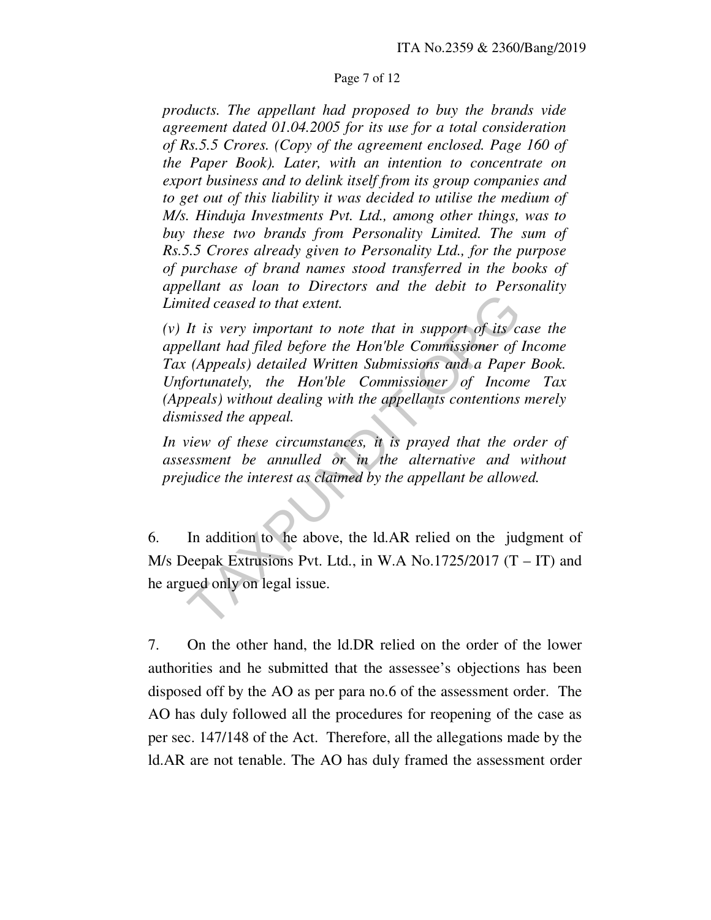*products. The appellant had proposed to buy the brands vide agreement dated 01.04.2005 for its use for a total consideration of Rs.5.5 Crores. (Copy of the agreement enclosed. Page 160 of the Paper Book). Later, with an intention to concentrate on export business and to delink itself from its group companies and to get out of this liability it was decided to utilise the medium of M/s. Hinduja Investments Pvt. Ltd., among other things, was to buy these two brands from Personality Limited. The sum of Rs.5.5 Crores already given to Personality Ltd., for the purpose of purchase of brand names stood transferred in the books of appellant as loan to Directors and the debit to Personality Limited ceased to that extent.*

*(v) It is very important to note that in support of its case the appellant had filed before the Hon'ble Commissioner of Income Tax (Appeals) detailed Written Submissions and a Paper Book. Unfortunately, the Hon'ble Commissioner of Income Tax (Appeals) without dealing with the appellants contentions merely dismissed the appeal.*

*In view of these circumstances, it is prayed that the order of assessment be annulled or in the alternative and without prejudice the interest as claimed by the appellant be allowed.*

6. In addition to he above, the ld.AR relied on the judgment of M/s Deepak Extrusions Pvt. Ltd., in W.A No.1725/2017 (T – IT) and he argued only on legal issue.

7. On the other hand, the ld.DR relied on the order of the lower authorities and he submitted that the assessee's objections has been disposed off by the AO as per para no.6 of the assessment order. The AO has duly followed all the procedures for reopening of the case as per sec. 147/148 of the Act. Therefore, all the allegations made by the ld.AR are not tenable. The AO has duly framed the assessment order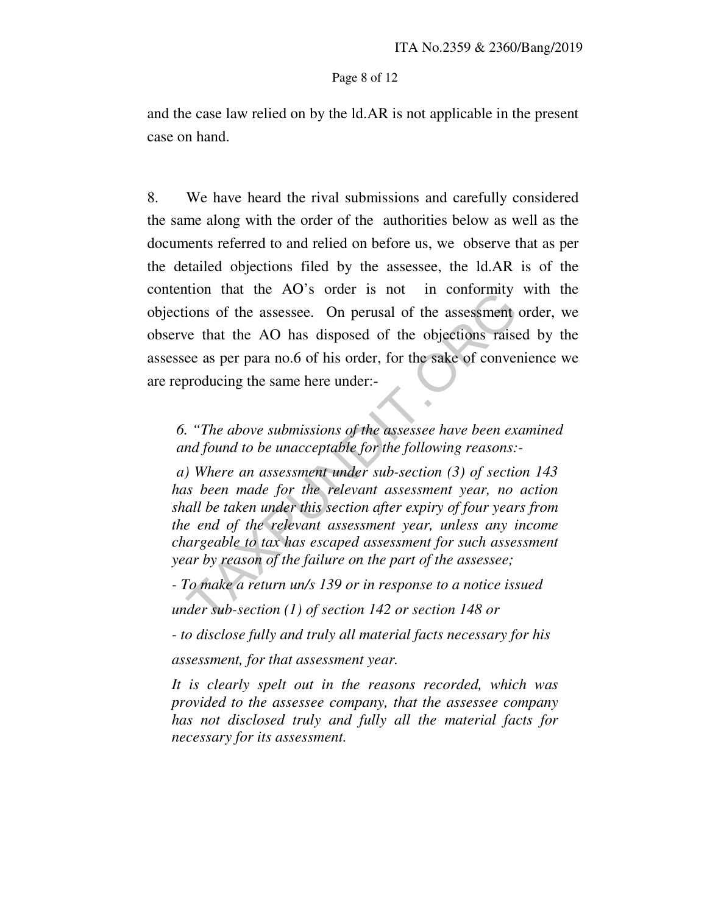and the case law relied on by the ld.AR is not applicable in the present case on hand.

8. We have heard the rival submissions and carefully considered the same along with the order of the authorities below as well as the documents referred to and relied on before us, we observe that as per the detailed objections filed by the assessee, the ld.AR is of the contention that the AO's order is not in conformity with the objections of the assessee. On perusal of the assessment order, we observe that the AO has disposed of the objections raised by the assessee as per para no.6 of his order, for the sake of convenience we are reproducing the same here under:-

> *6. "The above submissions of the assessee have been examined and found to be unacceptable for the following reasons:-*
>
> *a) Where an assessment under sub-section (3) of section 143 has been made for the relevant assessment year, no action shall be taken under this section after expiry of four years from the end of the relevant assessment year, unless any income chargeable to tax has escaped assessment for such assessment year by reason of the failure on the part of the assessee;*
>
> *- To make a return un/s 139 or in response to a notice issued under sub-section (1) of section 142 or section 148 or*
>
> *- to disclose fully and truly all material facts necessary for his assessment, for that assessment year.*
>
> *It is clearly spelt out in the reasons recorded, which was provided to the assessee company, that the assessee company has not disclosed truly and fully all the material facts for necessary for its assessment.*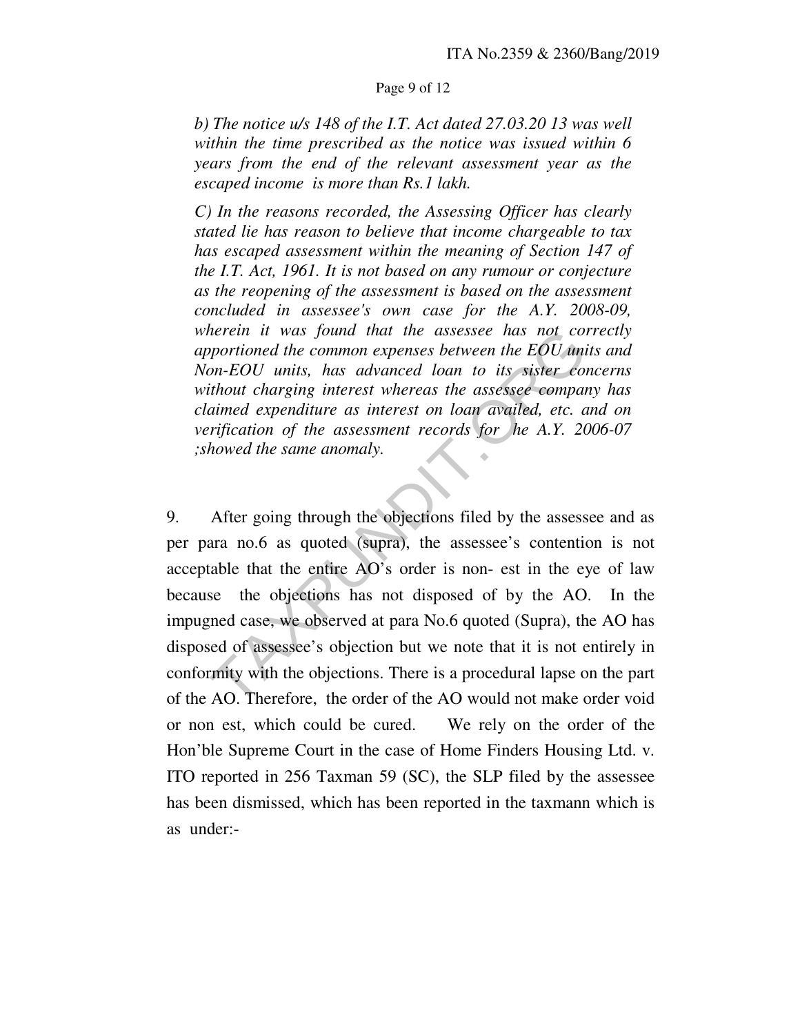*b) The notice u/s 148 of the I.T. Act dated 27.03.20 13 was well within the time prescribed as the notice was issued within 6 years from the end of the relevant assessment year as the escaped income is more than Rs.1 lakh.*

*C) In the reasons recorded, the Assessing Officer has clearly stated lie has reason to believe that income chargeable to tax has escaped assessment within the meaning of Section 147 of the I.T. Act, 1961. It is not based on any rumour or conjecture as the reopening of the assessment is based on the assessment concluded in assessee's own case for the A.Y. 2008-09, wherein it was found that the assessee has not correctly apportioned the common expenses between the EOU units and Non-EOU units, has advanced loan to its sister concerns without charging interest whereas the assessee company has claimed expenditure as interest on loan availed, etc. and on verification of the assessment records for he A.Y. 2006-07 ;showed the same anomaly.*

9. After going through the objections filed by the assessee and as per para no.6 as quoted (supra), the assessee's contention is not acceptable that the entire AO's order is non- est in the eye of law because the objections has not disposed of by the AO. In the impugned case, we observed at para No.6 quoted (Supra), the AO has disposed of assessee's objection but we note that it is not entirely in conformity with the objections. There is a procedural lapse on the part of the AO. Therefore, the order of the AO would not make order void or non est, which could be cured. We rely on the order of the Hon'ble Supreme Court in the case of Home Finders Housing Ltd. v. ITO reported in 256 Taxman 59 (SC), the SLP filed by the assessee has been dismissed, which has been reported in the taxmann which is as under:-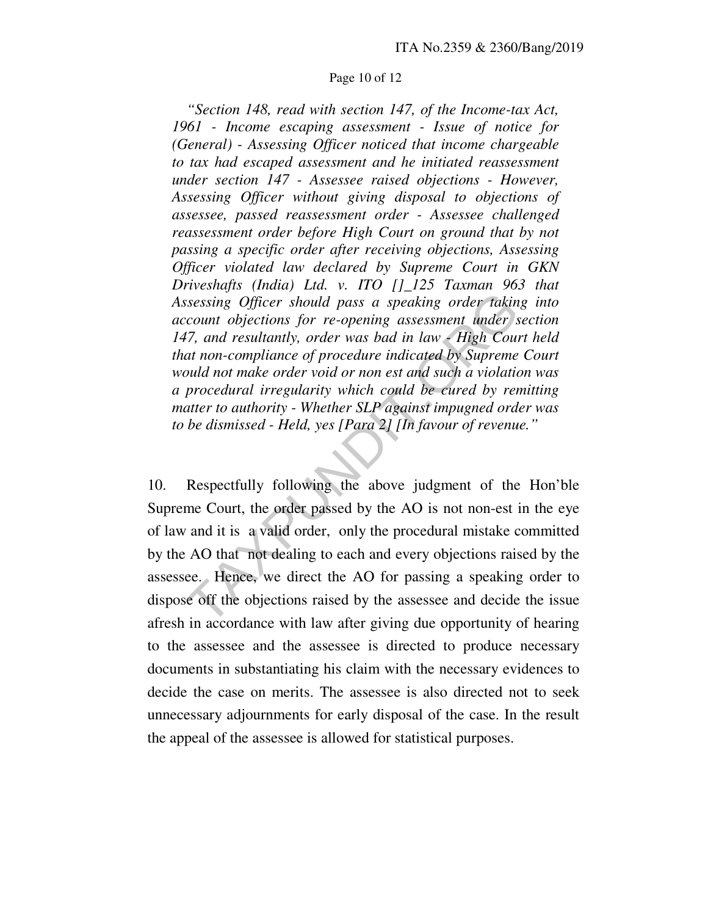*"Section 148, read with section 147, of the Income-tax Act, 1961 - Income escaping assessment - Issue of notice for (General) - Assessing Officer noticed that income chargeable to tax had escaped assessment and he initiated reassessment under section 147 - Assessee raised objections - However, Assessing Officer without giving disposal to objections of assessee, passed reassessment order - Assessee challenged reassessment order before High Court on ground that by not passing a specific order after receiving objections, Assessing Officer violated law declared by Supreme Court in GKN Driveshafts (India) Ltd. v. ITO []_125 Taxman 963 that Assessing Officer should pass a speaking order taking into account objections for re-opening assessment under section 147, and resultantly, order was bad in law - High Court held that non-compliance of procedure indicated by Supreme Court would not make order void or non est and such a violation was a procedural irregularity which could be cured by remitting matter to authority - Whether SLP against impugned order was to be dismissed - Held, yes [Para 2] [In favour of revenue."*

10. Respectfully following the above judgment of the Hon'ble Supreme Court, the order passed by the AO is not non-est in the eye of law and it is a valid order, only the procedural mistake committed by the AO that not dealing to each and every objections raised by the assessee. Hence, we direct the AO for passing a speaking order to dispose off the objections raised by the assessee and decide the issue afresh in accordance with law after giving due opportunity of hearing to the assessee and the assessee is directed to produce necessary documents in substantiating his claim with the necessary evidences to decide the case on merits. The assessee is also directed not to seek unnecessary adjournments for early disposal of the case. In the result the appeal of the assessee is allowed for statistical purposes.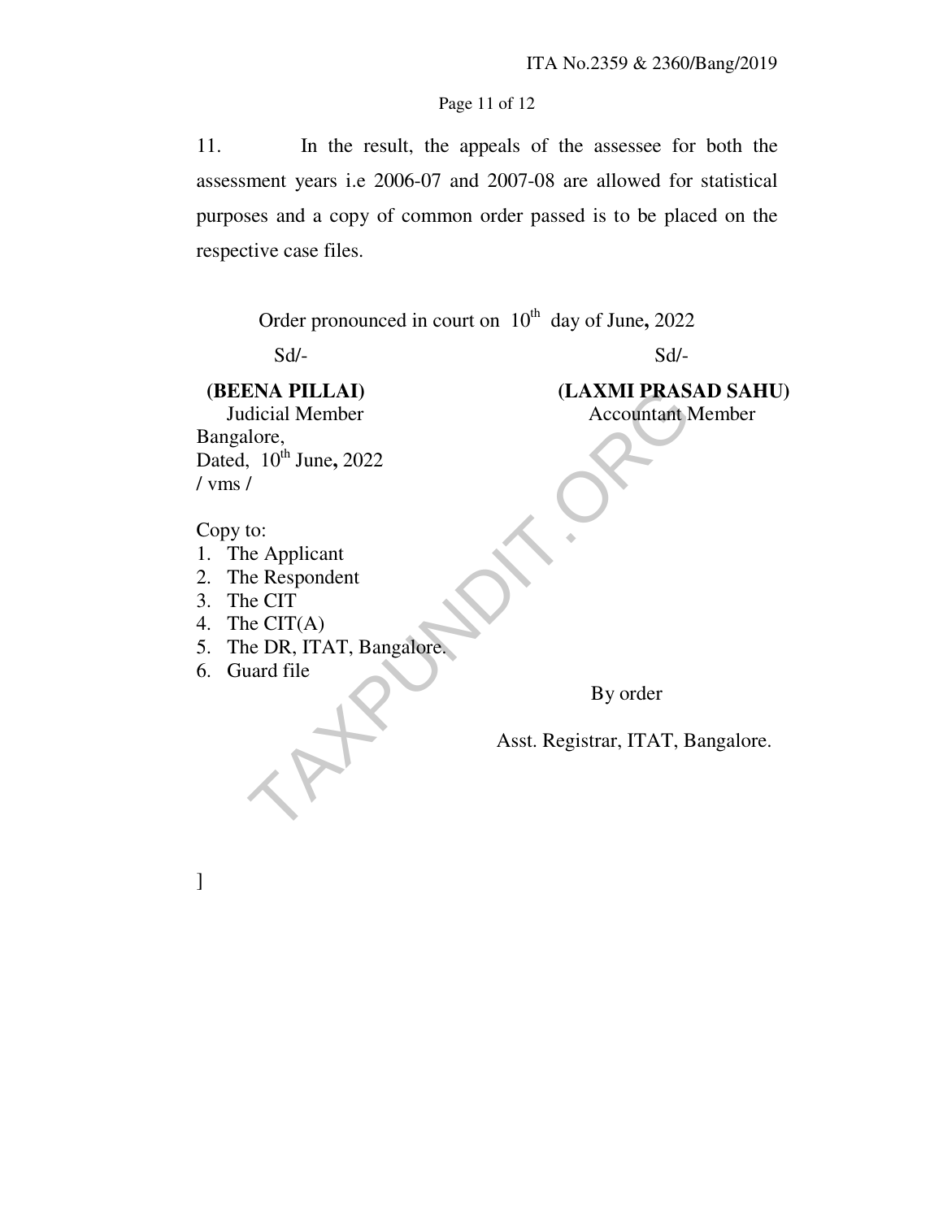11. In the result, the appeals of the assessee for both the assessment years i.e 2006-07 and 2007-08 are allowed for statistical purposes and a copy of common order passed is to be placed on the respective case files.

Order pronounced in court on 10th day of June, 2022

| Sd/- | Sd/- |
|---|---|
| **(BEENA PILLAI)** | **(LAXMI PRASAD SAHU)** |
| Judicial Member | Accountant Member |

Bangalore,
Dated, 10th June, 2022
/ vms /

Copy to:

1. The Applicant
2. The Respondent
3. The CIT
4. The CIT(A)
5. The DR, ITAT, Bangalore.
6. Guard file

By order

Asst. Registrar, ITAT, Bangalore.

]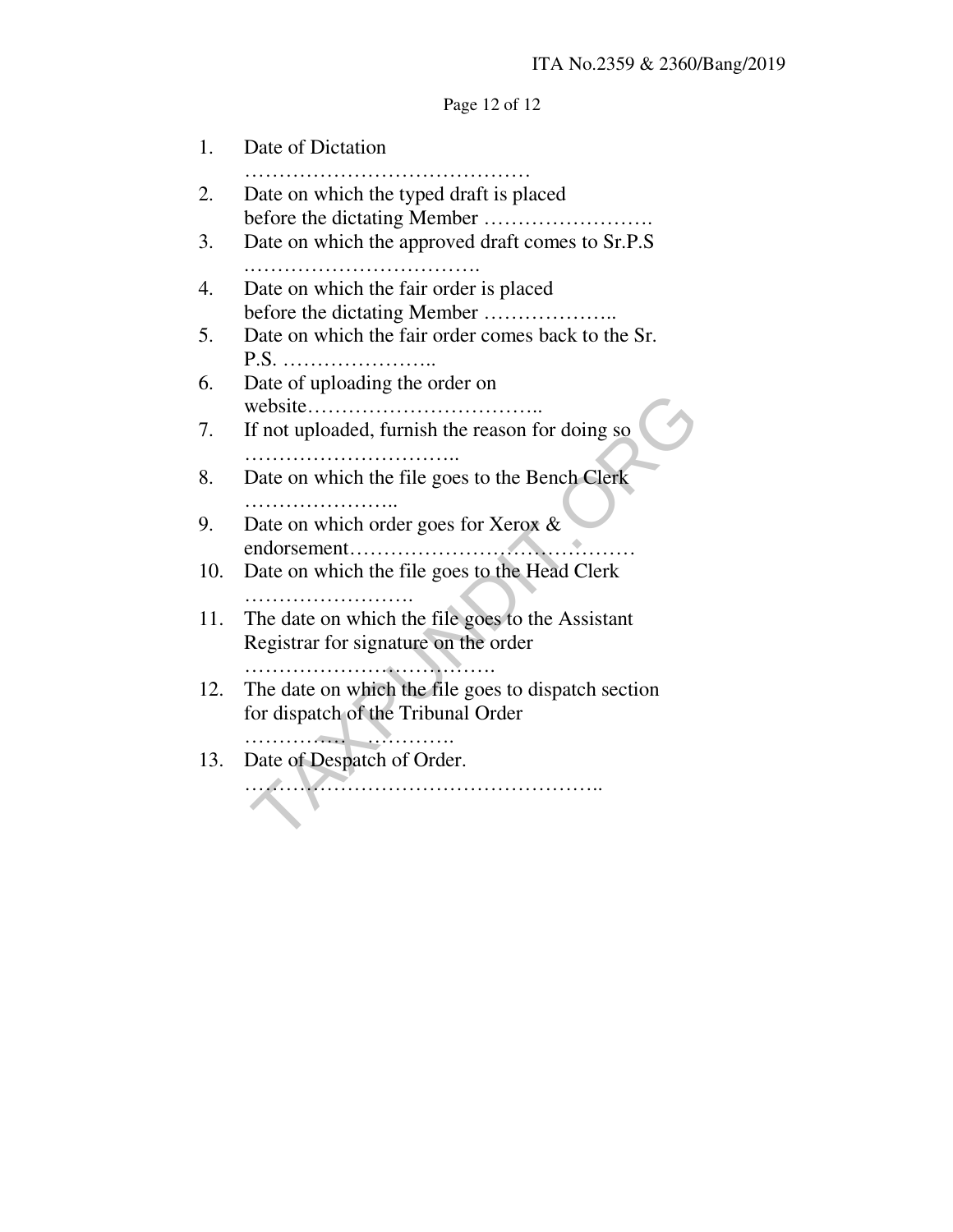1. Date of Dictation ……………………………………
2. Date on which the typed draft is placed before the dictating Member …………………….
3. Date on which the approved draft comes to Sr.P.S …………………………….
4. Date on which the fair order is placed before the dictating Member ………………..
5. Date on which the fair order comes back to the Sr. P.S. …………………..
6. Date of uploading the order on website……………………………..
7. If not uploaded, furnish the reason for doing so …………………………..
8. Date on which the file goes to the Bench Clerk …………………..
9. Date on which order goes for Xerox & endorsement……………………………………
10. Date on which the file goes to the Head Clerk …………………….
11. The date on which the file goes to the Assistant Registrar for signature on the order ……………………………….
12. The date on which the file goes to dispatch section for dispatch of the Tribunal Order …………… ………….
13. Date of Despatch of Order. ……………………………………………..